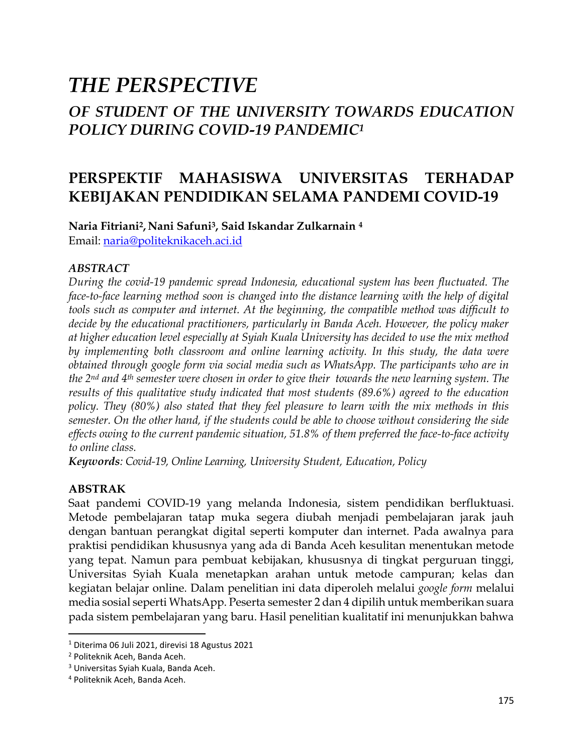# *THE PERSPECTIVE*

## *OF STUDENT OF THE UNIVERSITY TOWARDS EDUCATION POLICY DURING COVID-19 PANDEMIC*[1]

## PERSPEKTIF MAHASISWA UNIVERSITAS TERHADAP KEBIJAKAN PENDIDIKAN SELAMA PANDEMI COVID-19

**Naria Fitriani[2], Nani Safuni[3], Said Iskandar Zulkarnain [4]**
Email: naria@politeknikaceh.aci.id

### *ABSTRACT*

*During the covid-19 pandemic spread Indonesia, educational system has been fluctuated. The face-to-face learning method soon is changed into the distance learning with the help of digital tools such as computer and internet. At the beginning, the compatible method was difficult to decide by the educational practitioners, particularly in Banda Aceh. However, the policy maker at higher education level especially at Syiah Kuala University has decided to use the mix method by implementing both classroom and online learning activity. In this study, the data were obtained through google form via social media such as WhatsApp. The participants who are in the 2nd and 4th semester were chosen in order to give their towards the new learning system. The results of this qualitative study indicated that most students (89.6%) agreed to the education policy. They (80%) also stated that they feel pleasure to learn with the mix methods in this semester. On the other hand, if the students could be able to choose without considering the side effects owing to the current pandemic situation, 51.8% of them preferred the face-to-face activity to online class.*

***Keywords**: Covid-19, Online Learning, University Student, Education, Policy*

### ABSTRAK

Saat pandemi COVID-19 yang melanda Indonesia, sistem pendidikan berfluktuasi. Metode pembelajaran tatap muka segera diubah menjadi pembelajaran jarak jauh dengan bantuan perangkat digital seperti komputer dan internet. Pada awalnya para praktisi pendidikan khususnya yang ada di Banda Aceh kesulitan menentukan metode yang tepat. Namun para pembuat kebijakan, khususnya di tingkat perguruan tinggi, Universitas Syiah Kuala menetapkan arahan untuk metode campuran; kelas dan kegiatan belajar online. Dalam penelitian ini data diperoleh melalui *google form* melalui media sosial seperti WhatsApp. Peserta semester 2 dan 4 dipilih untuk memberikan suara pada sistem pembelajaran yang baru. Hasil penelitian kualitatif ini menunjukkan bahwa

---

[1] Diterima 06 Juli 2021, direvisi 18 Agustus 2021

[2] Politeknik Aceh, Banda Aceh.

[3] Universitas Syiah Kuala, Banda Aceh.

[4] Politeknik Aceh, Banda Aceh.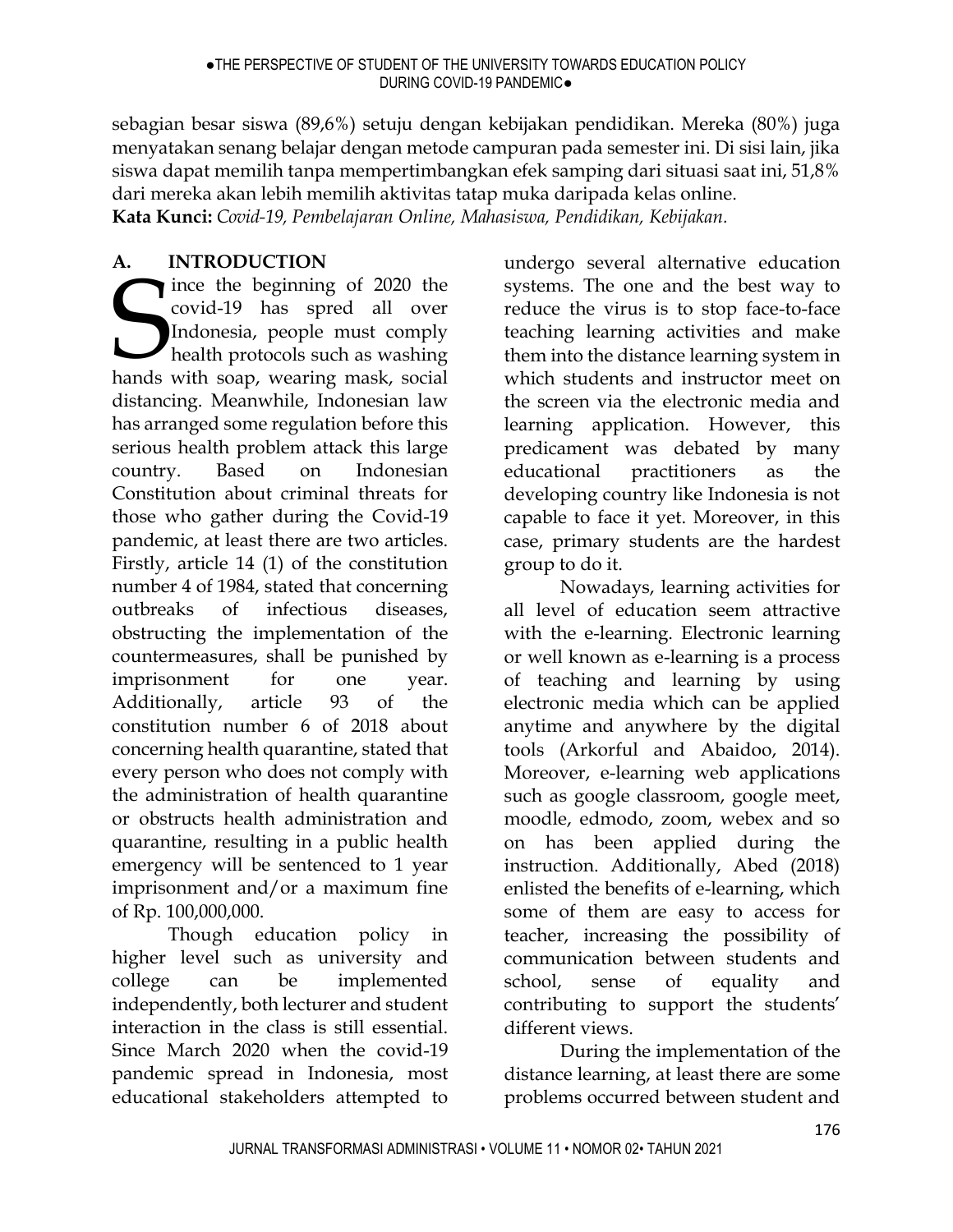sebagian besar siswa (89,6%) setuju dengan kebijakan pendidikan. Mereka (80%) juga menyatakan senang belajar dengan metode campuran pada semester ini. Di sisi lain, jika siswa dapat memilih tanpa mempertimbangkan efek samping dari situasi saat ini, 51,8% dari mereka akan lebih memilih aktivitas tatap muka daripada kelas online.

**Kata Kunci:** *Covid-19, Pembelajaran Online, Mahasiswa, Pendidikan, Kebijakan.*

## A. INTRODUCTION

Since the beginning of 2020 the covid-19 has spred all over Indonesia, people must comply health protocols such as washing hands with soap, wearing mask, social distancing. Meanwhile, Indonesian law has arranged some regulation before this serious health problem attack this large country. Based on Indonesian Constitution about criminal threats for those who gather during the Covid-19 pandemic, at least there are two articles. Firstly, article 14 (1) of the constitution number 4 of 1984, stated that concerning outbreaks of infectious diseases, obstructing the implementation of the countermeasures, shall be punished by imprisonment for one year. Additionally, article 93 of the constitution number 6 of 2018 about concerning health quarantine, stated that every person who does not comply with the administration of health quarantine or obstructs health administration and quarantine, resulting in a public health emergency will be sentenced to 1 year imprisonment and/or a maximum fine of Rp. 100,000,000.

Though education policy in higher level such as university and college can be implemented independently, both lecturer and student interaction in the class is still essential. Since March 2020 when the covid-19 pandemic spread in Indonesia, most educational stakeholders attempted to undergo several alternative education systems. The one and the best way to reduce the virus is to stop face-to-face teaching learning activities and make them into the distance learning system in which students and instructor meet on the screen via the electronic media and learning application. However, this predicament was debated by many educational practitioners as the developing country like Indonesia is not capable to face it yet. Moreover, in this case, primary students are the hardest group to do it.

Nowadays, learning activities for all level of education seem attractive with the e-learning. Electronic learning or well known as e-learning is a process of teaching and learning by using electronic media which can be applied anytime and anywhere by the digital tools (Arkorful and Abaidoo, 2014). Moreover, e-learning web applications such as google classroom, google meet, moodle, edmodo, zoom, webex and so on has been applied during the instruction. Additionally, Abed (2018) enlisted the benefits of e-learning, which some of them are easy to access for teacher, increasing the possibility of communication between students and school, sense of equality and contributing to support the students' different views.

During the implementation of the distance learning, at least there are some problems occurred between student and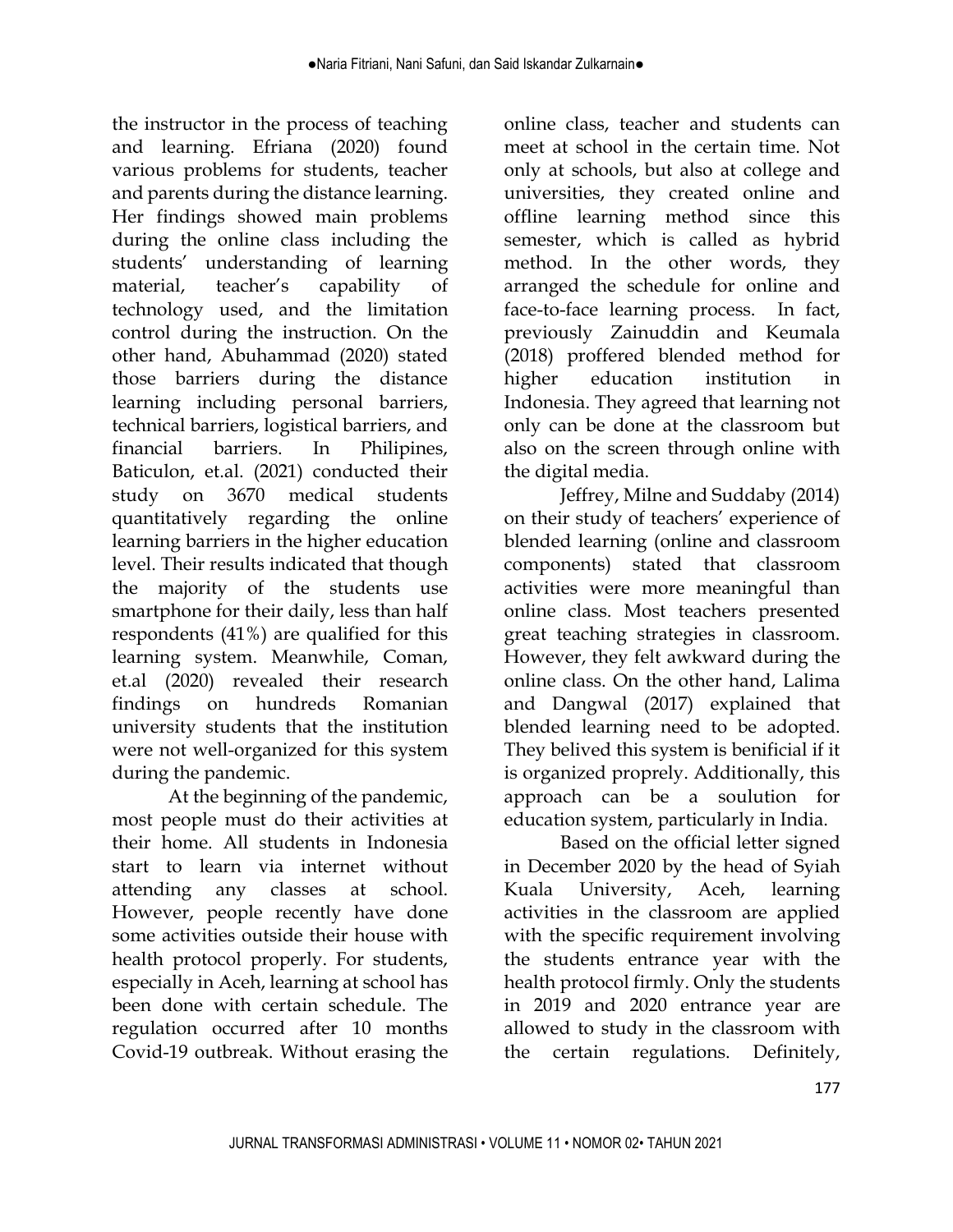the instructor in the process of teaching and learning. Efriana (2020) found various problems for students, teacher and parents during the distance learning. Her findings showed main problems during the online class including the students' understanding of learning material, teacher's capability of technology used, and the limitation control during the instruction. On the other hand, Abuhammad (2020) stated those barriers during the distance learning including personal barriers, technical barriers, logistical barriers, and financial barriers. In Philipines, Baticulon, et.al. (2021) conducted their study on 3670 medical students quantitatively regarding the online learning barriers in the higher education level. Their results indicated that though the majority of the students use smartphone for their daily, less than half respondents (41%) are qualified for this learning system. Meanwhile, Coman, et.al (2020) revealed their research findings on hundreds Romanian university students that the institution were not well-organized for this system during the pandemic.

At the beginning of the pandemic, most people must do their activities at their home. All students in Indonesia start to learn via internet without attending any classes at school. However, people recently have done some activities outside their house with health protocol properly. For students, especially in Aceh, learning at school has been done with certain schedule. The regulation occurred after 10 months Covid-19 outbreak. Without erasing the online class, teacher and students can meet at school in the certain time. Not only at schools, but also at college and universities, they created online and offline learning method since this semester, which is called as hybrid method. In the other words, they arranged the schedule for online and face-to-face learning process. In fact, previously Zainuddin and Keumala (2018) proffered blended method for higher education institution in Indonesia. They agreed that learning not only can be done at the classroom but also on the screen through online with the digital media.

Jeffrey, Milne and Suddaby (2014) on their study of teachers' experience of blended learning (online and classroom components) stated that classroom activities were more meaningful than online class. Most teachers presented great teaching strategies in classroom. However, they felt awkward during the online class. On the other hand, Lalima and Dangwal (2017) explained that blended learning need to be adopted. They belived this system is benificial if it is organized proprely. Additionally, this approach can be a soulution for education system, particularly in India.

Based on the official letter signed in December 2020 by the head of Syiah Kuala University, Aceh, learning activities in the classroom are applied with the specific requirement involving the students entrance year with the health protocol firmly. Only the students in 2019 and 2020 entrance year are allowed to study in the classroom with the certain regulations. Definitely,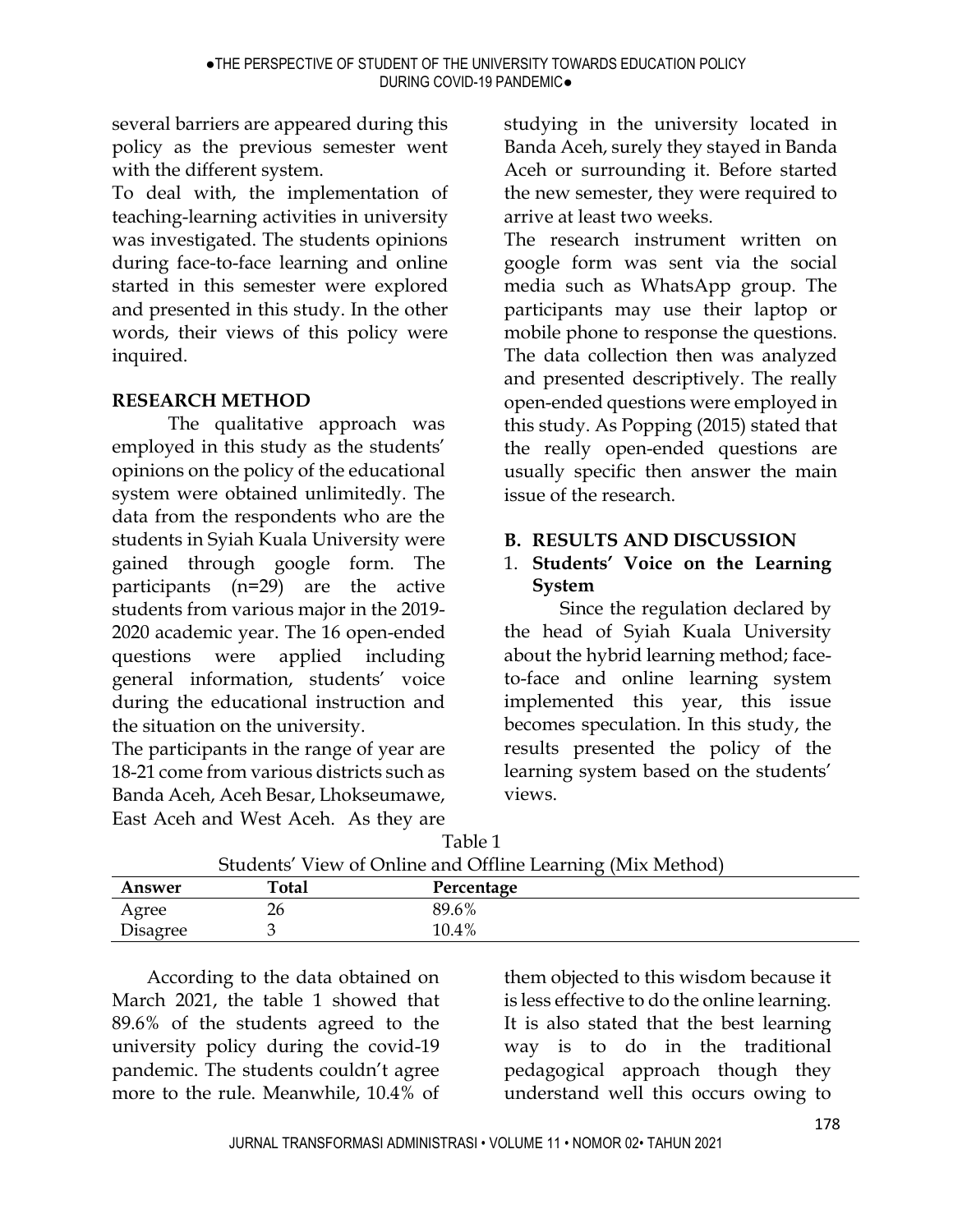several barriers are appeared during this policy as the previous semester went with the different system.

To deal with, the implementation of teaching-learning activities in university was investigated. The students opinions during face-to-face learning and online started in this semester were explored and presented in this study. In the other words, their views of this policy were inquired.

## RESEARCH METHOD

The qualitative approach was employed in this study as the students' opinions on the policy of the educational system were obtained unlimitedly. The data from the respondents who are the students in Syiah Kuala University were gained through google form. The participants (n=29) are the active students from various major in the 2019-2020 academic year. The 16 open-ended questions were applied including general information, students' voice during the educational instruction and the situation on the university.

The participants in the range of year are 18-21 come from various districts such as Banda Aceh, Aceh Besar, Lhokseumawe, East Aceh and West Aceh. As they are studying in the university located in Banda Aceh, surely they stayed in Banda Aceh or surrounding it. Before started the new semester, they were required to arrive at least two weeks.

The research instrument written on google form was sent via the social media such as WhatsApp group. The participants may use their laptop or mobile phone to response the questions. The data collection then was analyzed and presented descriptively. The really open-ended questions were employed in this study. As Popping (2015) stated that the really open-ended questions are usually specific then answer the main issue of the research.

## B. RESULTS AND DISCUSSION

### 1. Students' Voice on the Learning System

Since the regulation declared by the head of Syiah Kuala University about the hybrid learning method; face-to-face and online learning system implemented this year, this issue becomes speculation. In this study, the results presented the policy of the learning system based on the students' views.

Table 1

Students' View of Online and Offline Learning (Mix Method)

| Answer | Total | Percentage |
|---|---|---|
| Agree | 26 | 89.6% |
| Disagree | 3 | 10.4% |

According to the data obtained on March 2021, the table 1 showed that 89.6% of the students agreed to the university policy during the covid-19 pandemic. The students couldn't agree more to the rule. Meanwhile, 10.4% of them objected to this wisdom because it is less effective to do the online learning. It is also stated that the best learning way is to do in the traditional pedagogical approach though they understand well this occurs owing to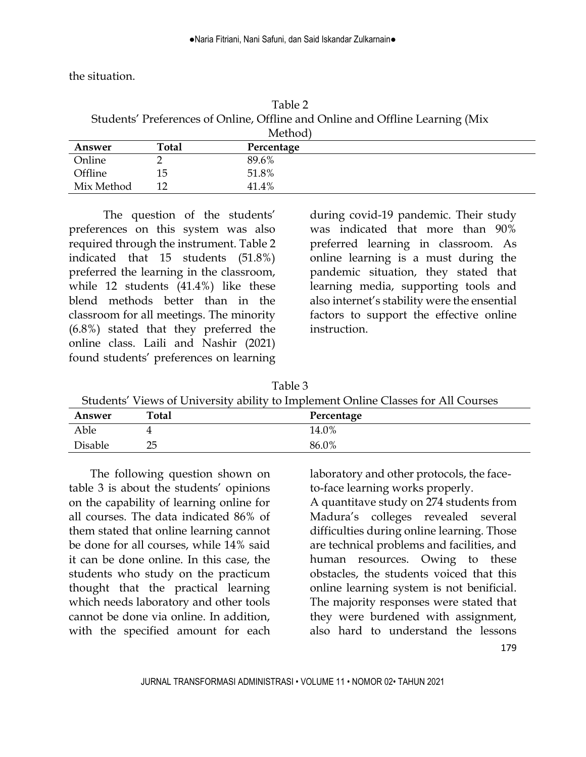the situation.

Table 2
Students' Preferences of Online, Offline and Online and Offline Learning (Mix Method)

| Answer | Total | Percentage |
|---|---|---|
| Online | 2 | 89.6% |
| Offline | 15 | 51.8% |
| Mix Method | 12 | 41.4% |

The question of the students' preferences on this system was also required through the instrument. Table 2 indicated that 15 students (51.8%) preferred the learning in the classroom, while 12 students (41.4%) like these blend methods better than in the classroom for all meetings. The minority (6.8%) stated that they preferred the online class. Laili and Nashir (2021) found students' preferences on learning during covid-19 pandemic. Their study was indicated that more than 90% preferred learning in classroom. As online learning is a must during the pandemic situation, they stated that learning media, supporting tools and also internet's stability were the ensential factors to support the effective online instruction.

Table 3
Students' Views of University ability to Implement Online Classes for All Courses

| Answer | Total | Percentage |
|---|---|---|
| Able | 4 | 14.0% |
| Disable | 25 | 86.0% |

The following question shown on table 3 is about the students' opinions on the capability of learning online for all courses. The data indicated 86% of them stated that online learning cannot be done for all courses, while 14% said it can be done online. In this case, the students who study on the practicum thought that the practical learning which needs laboratory and other tools cannot be done via online. In addition, with the specified amount for each laboratory and other protocols, the face-to-face learning works properly.

A quantitave study on 274 students from Madura's colleges revealed several difficulties during online learning. Those are technical problems and facilities, and human resources. Owing to these obstacles, the students voiced that this online learning system is not benificial. The majority responses were stated that they were burdened with assignment, also hard to understand the lessons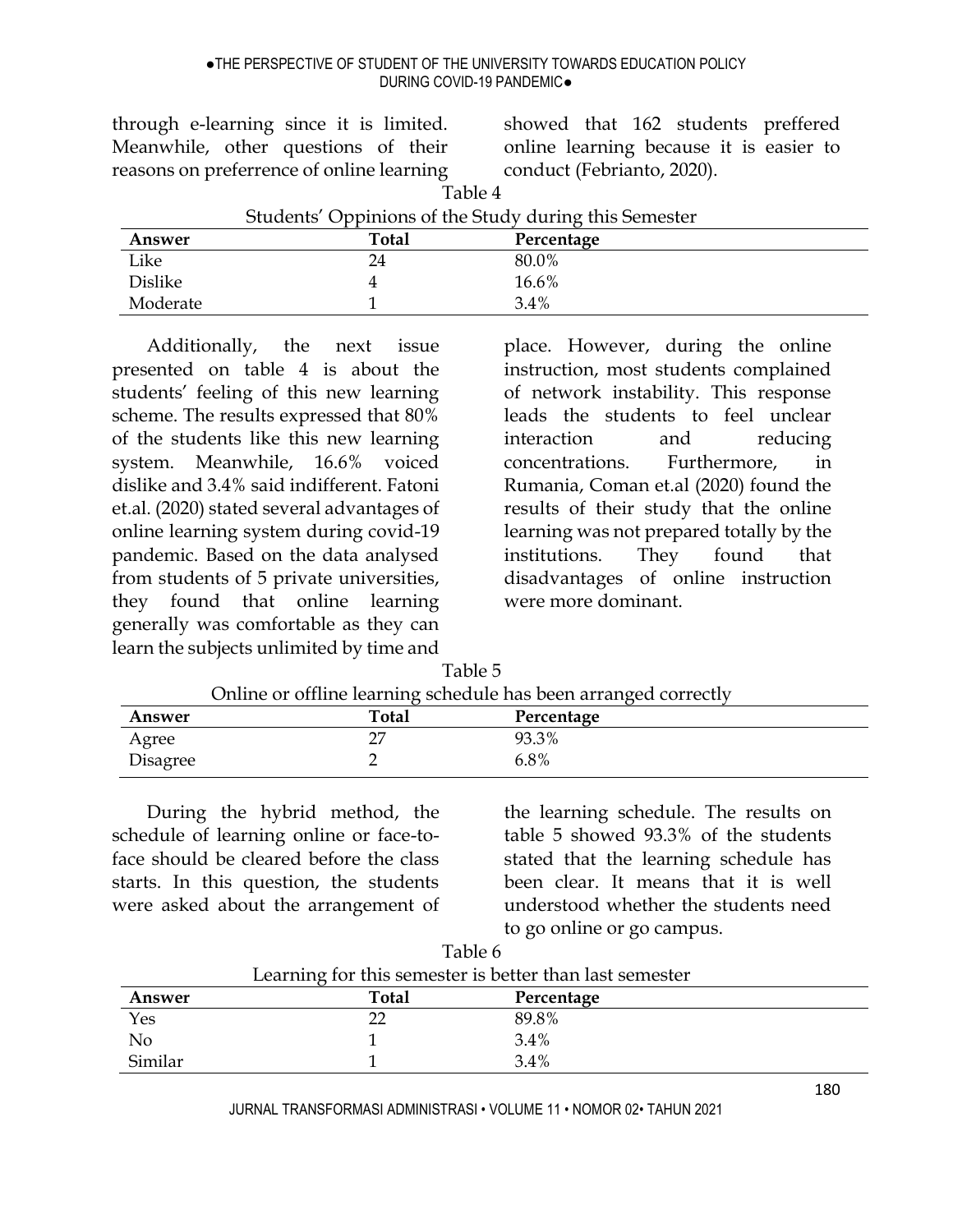through e-learning since it is limited. Meanwhile, other questions of their reasons on preferrence of online learning showed that 162 students preffered online learning because it is easier to conduct (Febrianto, 2020).

Table 4

Students' Oppinions of the Study during this Semester

| Answer | Total | Percentage |
|---|---|---|
| Like | 24 | 80.0% |
| Dislike | 4 | 16.6% |
| Moderate | 1 | 3.4% |

Additionally, the next issue presented on table 4 is about the students' feeling of this new learning scheme. The results expressed that 80% of the students like this new learning system. Meanwhile, 16.6% voiced dislike and 3.4% said indifferent. Fatoni et.al. (2020) stated several advantages of online learning system during covid-19 pandemic. Based on the data analysed from students of 5 private universities, they found that online learning generally was comfortable as they can learn the subjects unlimited by time and place. However, during the online instruction, most students complained of network instability. This response leads the students to feel unclear interaction and reducing concentrations. Furthermore, in Rumania, Coman et.al (2020) found the results of their study that the online learning was not prepared totally by the institutions. They found that disadvantages of online instruction were more dominant.

Table 5

Online or offline learning schedule has been arranged correctly

| Answer | Total | Percentage |
|---|---|---|
| Agree | 27 | 93.3% |
| Disagree | 2 | 6.8% |

During the hybrid method, the schedule of learning online or face-to-face should be cleared before the class starts. In this question, the students were asked about the arrangement of the learning schedule. The results on table 5 showed 93.3% of the students stated that the learning schedule has been clear. It means that it is well understood whether the students need to go online or go campus.

Table 6

Learning for this semester is better than last semester

| Answer | Total | Percentage |
|---|---|---|
| Yes | 22 | 89.8% |
| No | 1 | 3.4% |
| Similar | 1 | 3.4% |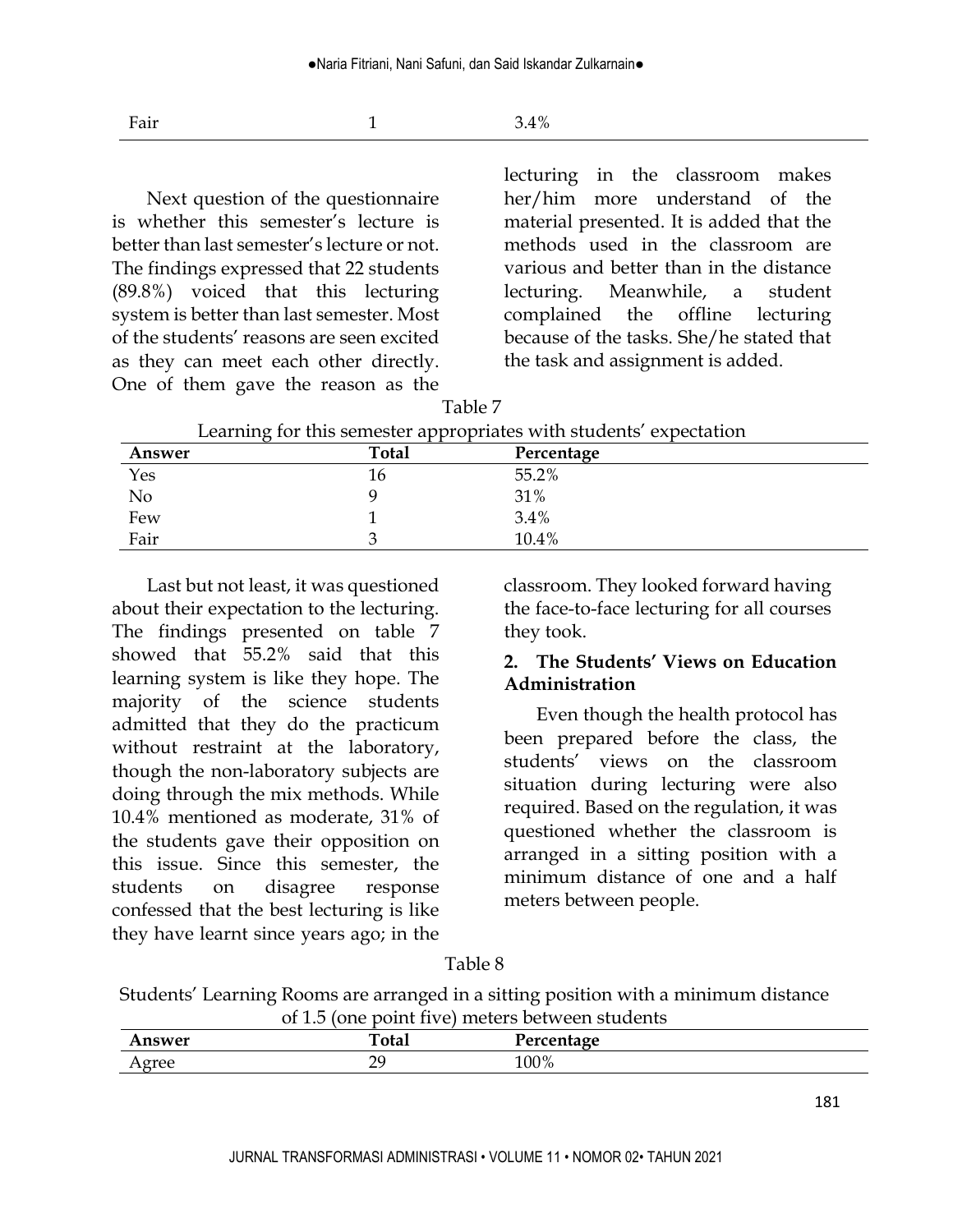| Fair | 1 | 3.4% |
|---|---|---|

Next question of the questionnaire is whether this semester's lecture is better than last semester's lecture or not. The findings expressed that 22 students (89.8%) voiced that this lecturing system is better than last semester. Most of the students' reasons are seen excited as they can meet each other directly. One of them gave the reason as the lecturing in the classroom makes her/him more understand of the material presented. It is added that the methods used in the classroom are various and better than in the distance lecturing. Meanwhile, a student complained the offline lecturing because of the tasks. She/he stated that the task and assignment is added.

Table 7

Learning for this semester appropriates with students' expectation

| Answer | Total | Percentage |
|---|---|---|
| Yes | 16 | 55.2% |
| No | 9 | 31% |
| Few | 1 | 3.4% |
| Fair | 3 | 10.4% |

Last but not least, it was questioned about their expectation to the lecturing. The findings presented on table 7 showed that 55.2% said that this learning system is like they hope. The majority of the science students admitted that they do the practicum without restraint at the laboratory, though the non-laboratory subjects are doing through the mix methods. While 10.4% mentioned as moderate, 31% of the students gave their opposition on this issue. Since this semester, the students on disagree response confessed that the best lecturing is like they have learnt since years ago; in the classroom. They looked forward having the face-to-face lecturing for all courses they took.

### 2. The Students' Views on Education Administration

Even though the health protocol has been prepared before the class, the students' views on the classroom situation during lecturing were also required. Based on the regulation, it was questioned whether the classroom is arranged in a sitting position with a minimum distance of one and a half meters between people.

Table 8

Students' Learning Rooms are arranged in a sitting position with a minimum distance of 1.5 (one point five) meters between students

| Answer | Total | Percentage |
|---|---|---|
| Agree | 29 | 100% |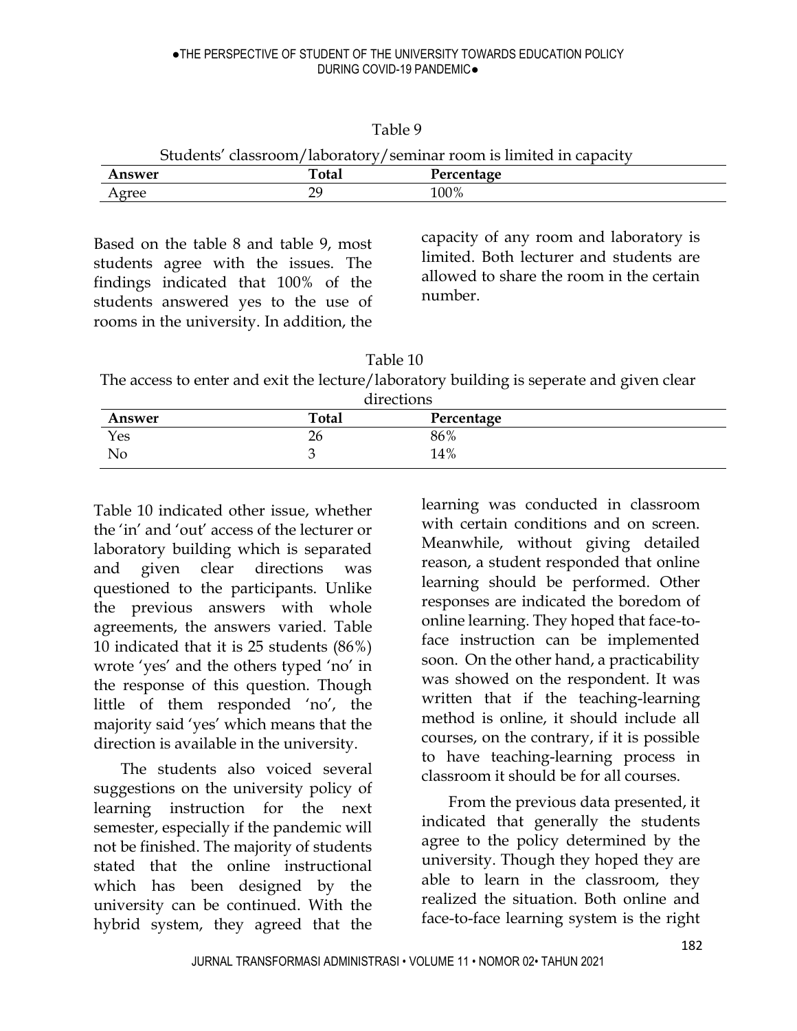Table 9

Students' classroom/laboratory/seminar room is limited in capacity

| Answer | Total | Percentage |
|---|---|---|
| Agree | 29 | 100% |

Based on the table 8 and table 9, most students agree with the issues. The findings indicated that 100% of the students answered yes to the use of rooms in the university. In addition, the capacity of any room and laboratory is limited. Both lecturer and students are allowed to share the room in the certain number.

Table 10

The access to enter and exit the lecture/laboratory building is seperate and given clear directions

| Answer | Total | Percentage |
|---|---|---|
| Yes | 26 | 86% |
| No | 3 | 14% |

Table 10 indicated other issue, whether the 'in' and 'out' access of the lecturer or laboratory building which is separated and given clear directions was questioned to the participants. Unlike the previous answers with whole agreements, the answers varied. Table 10 indicated that it is 25 students (86%) wrote 'yes' and the others typed 'no' in the response of this question. Though little of them responded 'no', the majority said 'yes' which means that the direction is available in the university.

The students also voiced several suggestions on the university policy of learning instruction for the next semester, especially if the pandemic will not be finished. The majority of students stated that the online instructional which has been designed by the university can be continued. With the hybrid system, they agreed that the learning was conducted in classroom with certain conditions and on screen. Meanwhile, without giving detailed reason, a student responded that online learning should be performed. Other responses are indicated the boredom of online learning. They hoped that face-to-face instruction can be implemented soon. On the other hand, a practicability was showed on the respondent. It was written that if the teaching-learning method is online, it should include all courses, on the contrary, if it is possible to have teaching-learning process in classroom it should be for all courses.

From the previous data presented, it indicated that generally the students agree to the policy determined by the university. Though they hoped they are able to learn in the classroom, they realized the situation. Both online and face-to-face learning system is the right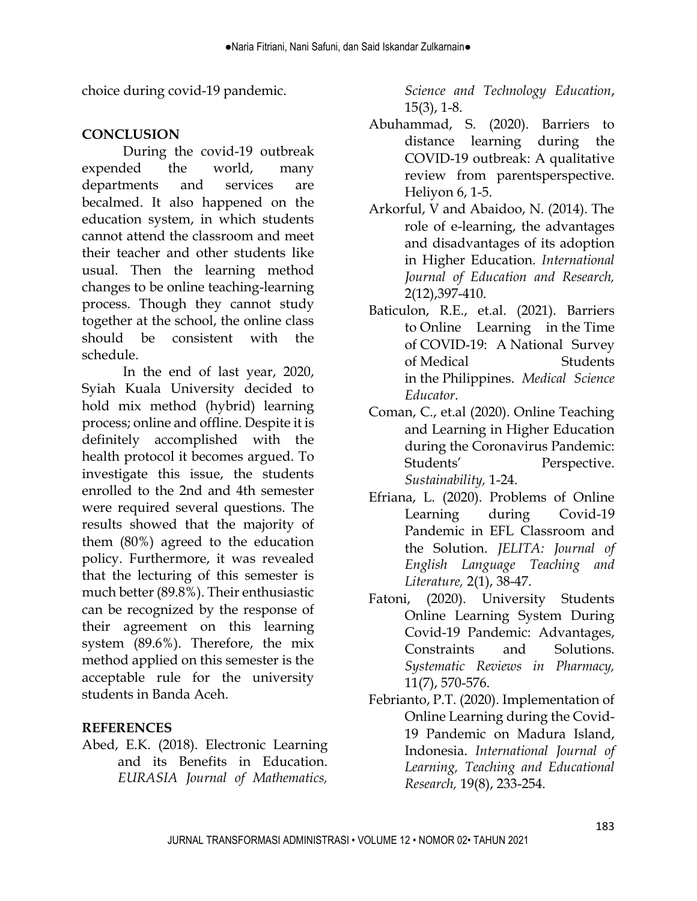choice during covid-19 pandemic.

## CONCLUSION

During the covid-19 outbreak expended the world, many departments and services are becalmed. It also happened on the education system, in which students cannot attend the classroom and meet their teacher and other students like usual. Then the learning method changes to be online teaching-learning process. Though they cannot study together at the school, the online class should be consistent with the schedule.

In the end of last year, 2020, Syiah Kuala University decided to hold mix method (hybrid) learning process; online and offline. Despite it is definitely accomplished with the health protocol it becomes argued. To investigate this issue, the students enrolled to the 2nd and 4th semester were required several questions. The results showed that the majority of them (80%) agreed to the education policy. Furthermore, it was revealed that the lecturing of this semester is much better (89.8%). Their enthusiastic can be recognized by the response of their agreement on this learning system (89.6%). Therefore, the mix method applied on this semester is the acceptable rule for the university students in Banda Aceh.

## REFERENCES

Abed, E.K. (2018). Electronic Learning and its Benefits in Education. *EURASIA Journal of Mathematics, Science and Technology Education*, 15(3), 1-8.

Abuhammad, S. (2020). Barriers to distance learning during the COVID-19 outbreak: A qualitative review from parentsperspective. Heliyon 6, 1-5.

Arkorful, V and Abaidoo, N. (2014). The role of e-learning, the advantages and disadvantages of its adoption in Higher Education. *International Journal of Education and Research,* 2(12),397-410.

Baticulon, R.E., et.al. (2021). Barriers to Online Learning in the Time of COVID-19: A National Survey of Medical Students in the Philippines. *Medical Science Educator*.

Coman, C., et.al (2020). Online Teaching and Learning in Higher Education during the Coronavirus Pandemic: Students' Perspective. *Sustainability,* 1-24.

Efriana, L. (2020). Problems of Online Learning during Covid-19 Pandemic in EFL Classroom and the Solution. *JELITA: Journal of English Language Teaching and Literature,* 2(1), 38-47.

Fatoni, (2020). University Students Online Learning System During Covid-19 Pandemic: Advantages, Constraints and Solutions. *Systematic Reviews in Pharmacy,* 11(7), 570-576.

Febrianto, P.T. (2020). Implementation of Online Learning during the Covid-19 Pandemic on Madura Island, Indonesia. *International Journal of Learning, Teaching and Educational Research,* 19(8), 233-254.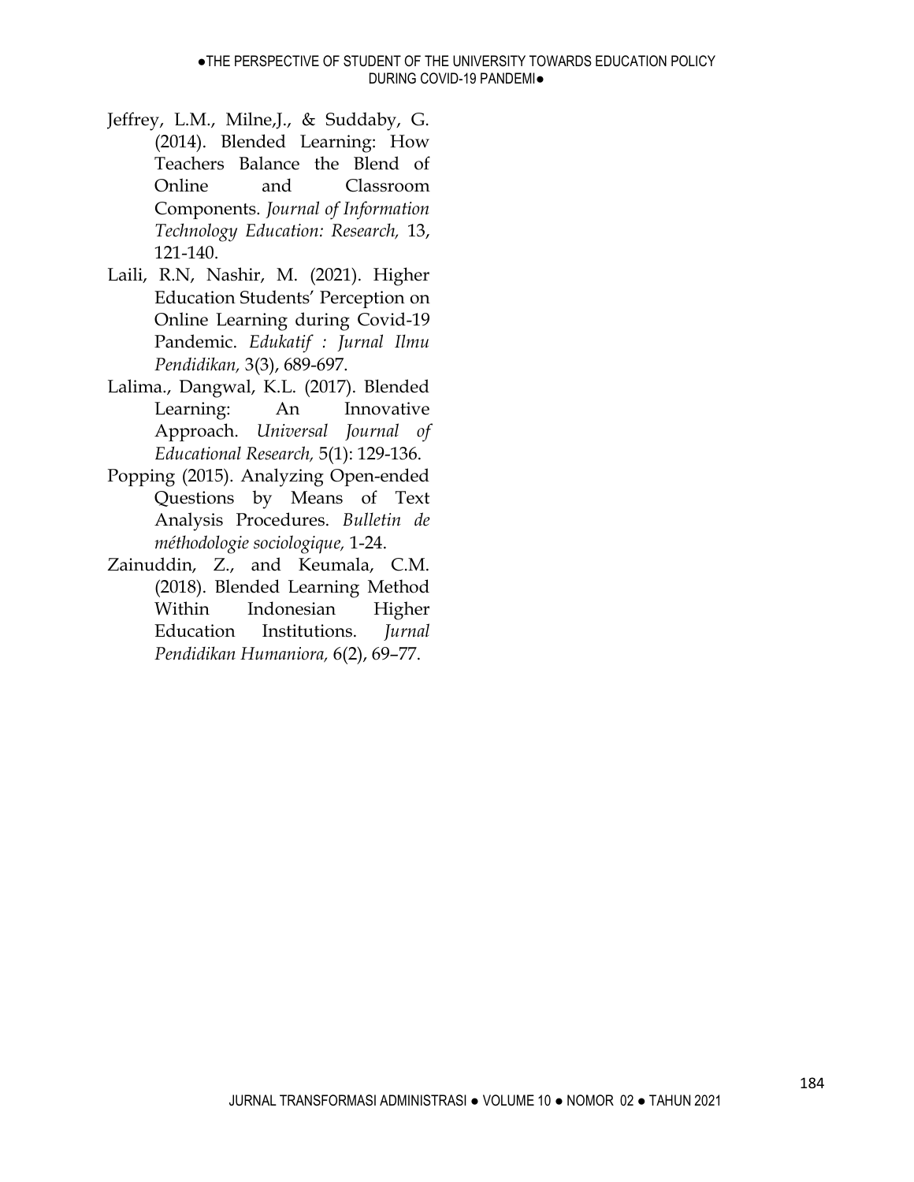Jeffrey, L.M., Milne,J., & Suddaby, G. (2014). Blended Learning: How Teachers Balance the Blend of Online and Classroom Components. *Journal of Information Technology Education: Research,* 13, 121-140.

Laili, R.N, Nashir, M. (2021). Higher Education Students' Perception on Online Learning during Covid-19 Pandemic. *Edukatif : Jurnal Ilmu Pendidikan,* 3(3), 689-697.

Lalima., Dangwal, K.L. (2017). Blended Learning: An Innovative Approach. *Universal Journal of Educational Research,* 5(1): 129-136.

Popping (2015). Analyzing Open-ended Questions by Means of Text Analysis Procedures. *Bulletin de méthodologie sociologique,* 1-24.

Zainuddin, Z., and Keumala, C.M. (2018). Blended Learning Method Within Indonesian Higher Education Institutions. *Jurnal Pendidikan Humaniora,* 6(2), 69–77.